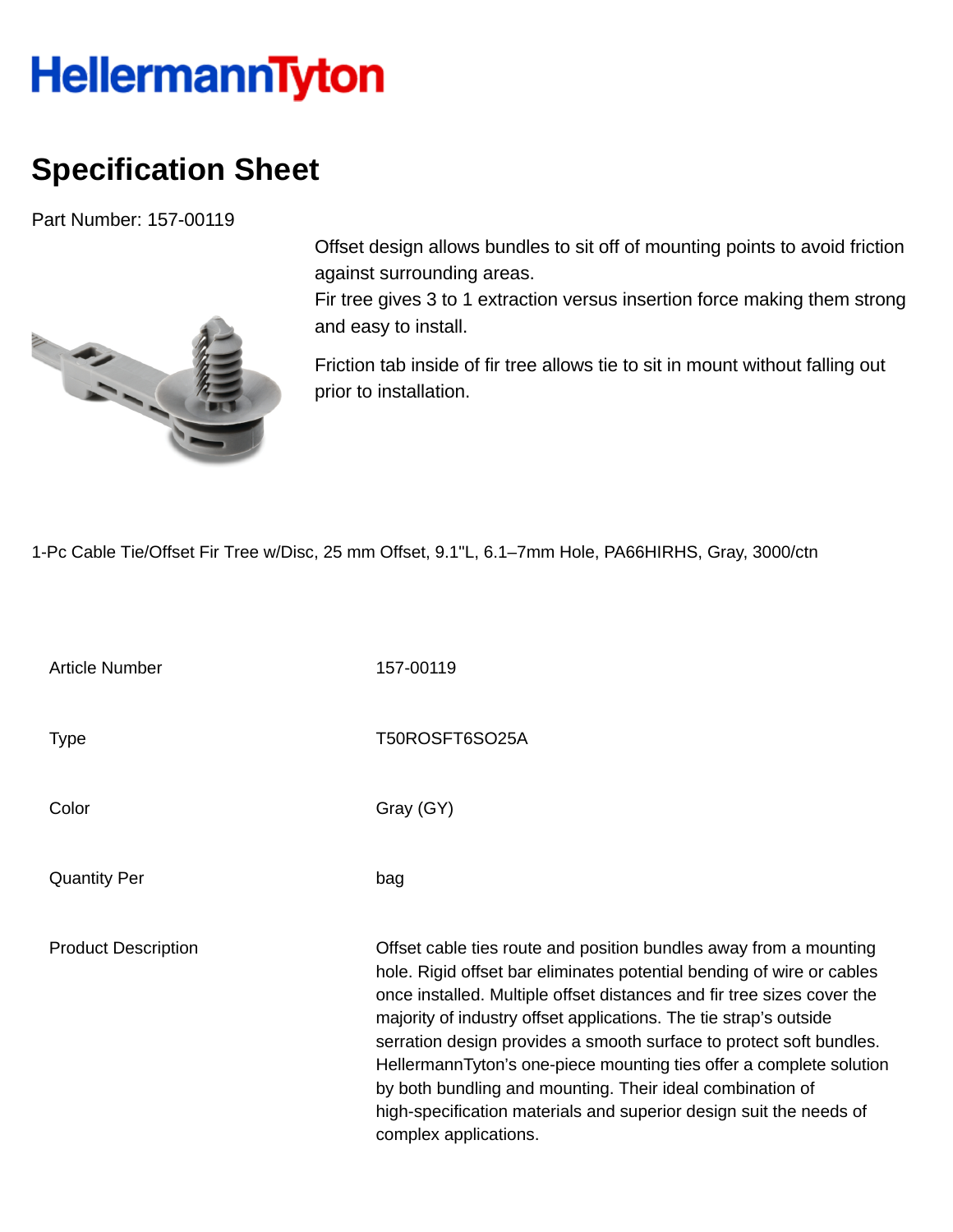HellermannTyton

# Specification Sheet

Part Number: 157-00119

Offset design allows bundles to sit off of mounting points to avoid friction against surrounding areas.
Fir tree gives 3 to 1 extraction versus insertion force making them strong and easy to install.

Friction tab inside of fir tree allows tie to sit in mount without falling out prior to installation.

1-Pc Cable Tie/Offset Fir Tree w/Disc, 25 mm Offset, 9.1"L, 6.1–7mm Hole, PA66HIRHS, Gray, 3000/ctn

| | |
|---|---|
| Article Number | 157-00119 |
| Type | T50ROSFT6SO25A |
| Color | Gray (GY) |
| Quantity Per | bag |
| Product Description | Offset cable ties route and position bundles away from a mounting hole. Rigid offset bar eliminates potential bending of wire or cables once installed. Multiple offset distances and fir tree sizes cover the majority of industry offset applications. The tie strap's outside serration design provides a smooth surface to protect soft bundles. HellermannTyton's one-piece mounting ties offer a complete solution by both bundling and mounting. Their ideal combination of high-specification materials and superior design suit the needs of complex applications. |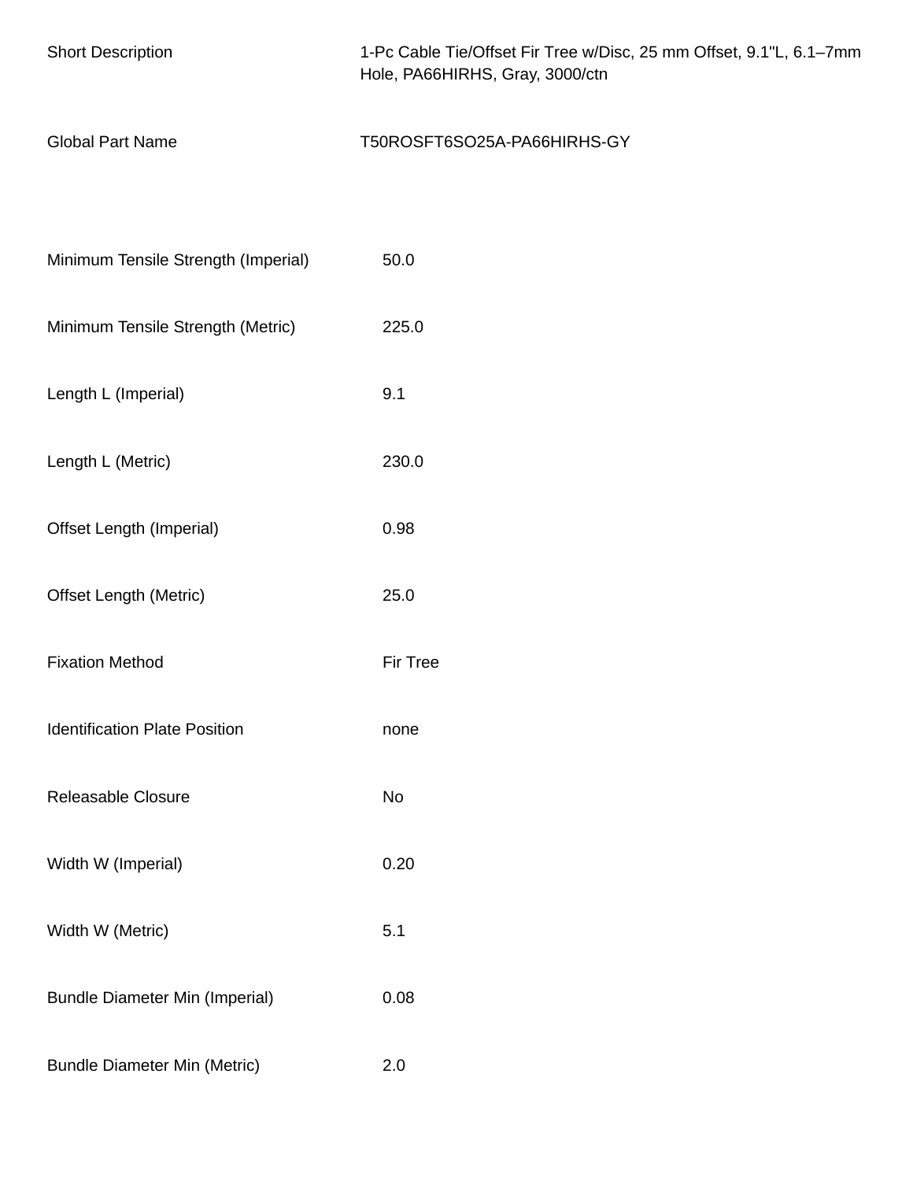| | |
|---|---|
| Short Description | 1-Pc Cable Tie/Offset Fir Tree w/Disc, 25 mm Offset, 9.1"L, 6.1–7mm Hole, PA66HIRHS, Gray, 3000/ctn |
| Global Part Name | T50ROSFT6SO25A-PA66HIRHS-GY |

| | |
|---|---|
| Minimum Tensile Strength (Imperial) | 50.0 |
| Minimum Tensile Strength (Metric) | 225.0 |
| Length L (Imperial) | 9.1 |
| Length L (Metric) | 230.0 |
| Offset Length (Imperial) | 0.98 |
| Offset Length (Metric) | 25.0 |
| Fixation Method | Fir Tree |
| Identification Plate Position | none |
| Releasable Closure | No |
| Width W (Imperial) | 0.20 |
| Width W (Metric) | 5.1 |
| Bundle Diameter Min (Imperial) | 0.08 |
| Bundle Diameter Min (Metric) | 2.0 |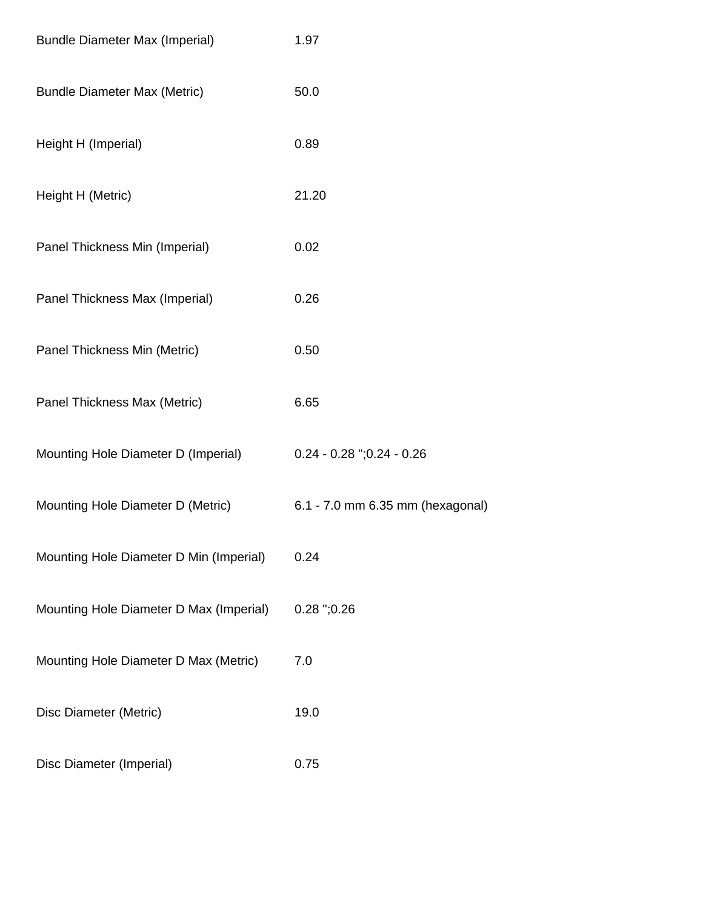| | |
|---|---|
| Bundle Diameter Max (Imperial) | 1.97 |
| Bundle Diameter Max (Metric) | 50.0 |
| Height H (Imperial) | 0.89 |
| Height H (Metric) | 21.20 |
| Panel Thickness Min (Imperial) | 0.02 |
| Panel Thickness Max (Imperial) | 0.26 |
| Panel Thickness Min (Metric) | 0.50 |
| Panel Thickness Max (Metric) | 6.65 |
| Mounting Hole Diameter D (Imperial) | 0.24 - 0.28 ";0.24 - 0.26 |
| Mounting Hole Diameter D (Metric) | 6.1 - 7.0 mm 6.35 mm (hexagonal) |
| Mounting Hole Diameter D Min (Imperial) | 0.24 |
| Mounting Hole Diameter D Max (Imperial) | 0.28 ";0.26 |
| Mounting Hole Diameter D Max (Metric) | 7.0 |
| Disc Diameter (Metric) | 19.0 |
| Disc Diameter (Imperial) | 0.75 |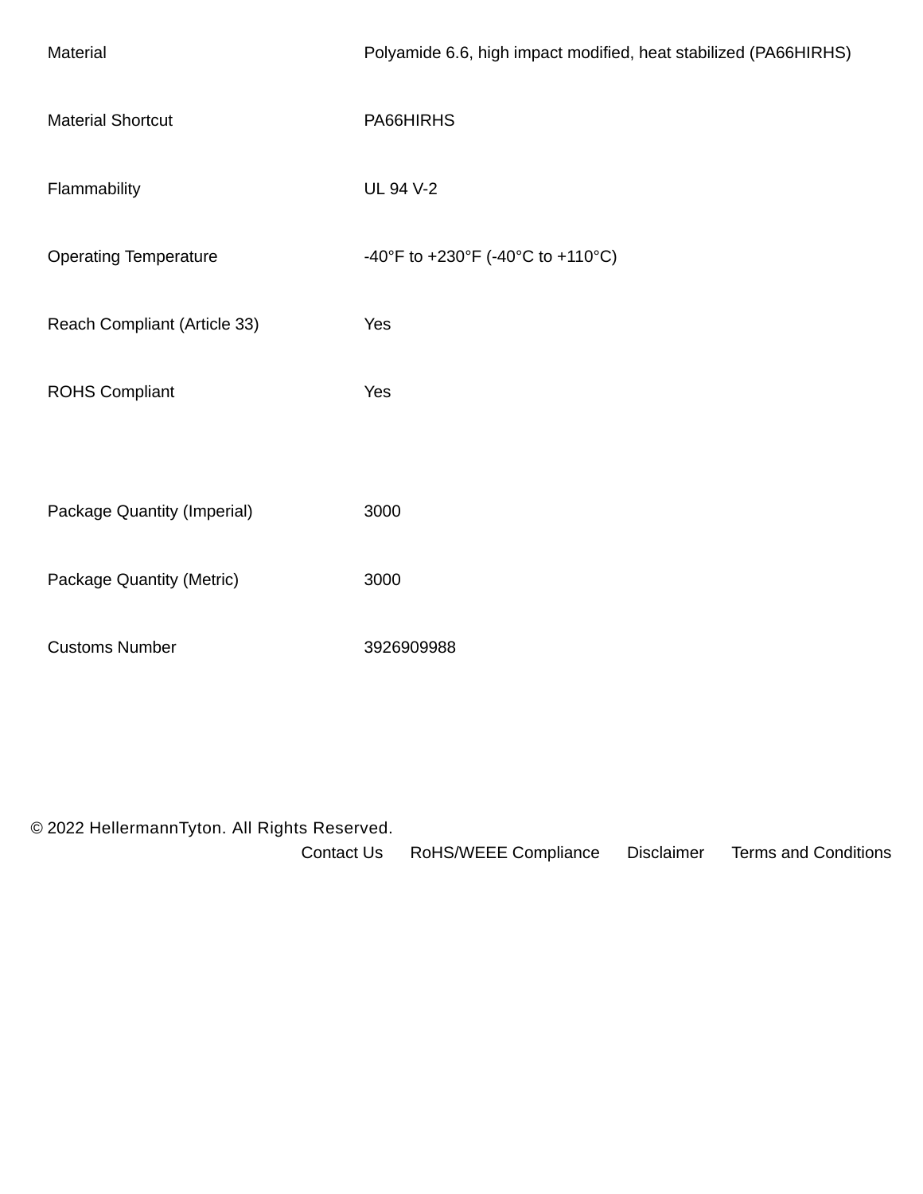| | |
|---|---|
| Material | Polyamide 6.6, high impact modified, heat stabilized (PA66HIRHS) |
| Material Shortcut | PA66HIRHS |
| Flammability | UL 94 V-2 |
| Operating Temperature | -40°F to +230°F (-40°C to +110°C) |
| Reach Compliant (Article 33) | Yes |
| ROHS Compliant | Yes |

| | |
|---|---|
| Package Quantity (Imperial) | 3000 |
| Package Quantity (Metric) | 3000 |
| Customs Number | 3926909988 |

© 2022 HellermannTyton. All Rights Reserved.

Contact Us RoHS/WEEE Compliance Disclaimer Terms and Conditions